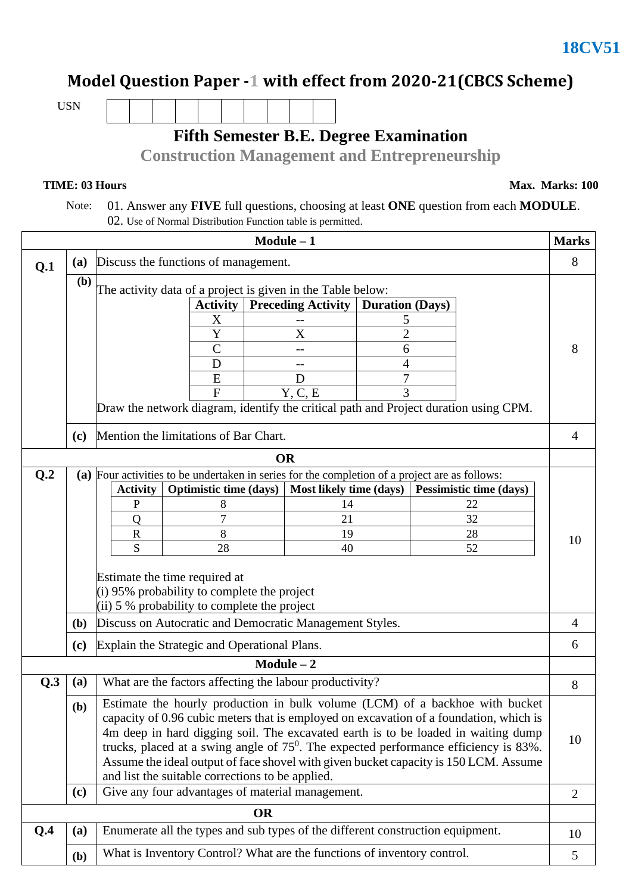**18CV51**

# Model Question Paper -1 with effect from 2020-21(CBCS Scheme)

USN

## Fifth Semester B.E. Degree Examination

## Construction Management and Entrepreneurship

**TIME: 03 Hours** **Max. Marks: 100**

Note: 01. Answer any **FIVE** full questions, choosing at least **ONE** question from each **MODULE**.
02. Use of Normal Distribution Function table is permitted.

### Module – 1

**Q.1 (a)** Discuss the functions of management. **(8)**

**(b)** The activity data of a project is given in the Table below: **(8)**

| Activity | Preceding Activity | Duration (Days) |
|---|---|---|
| X | -- | 5 |
| Y | X | 2 |
| C | -- | 6 |
| D | -- | 4 |
| E | D | 7 |
| F | Y, C, E | 3 |

Draw the network diagram, identify the critical path and Project duration using CPM.

**(c)** Mention the limitations of Bar Chart. **(4)**

**OR**

**Q.2 (a)** Four activities to be undertaken in series for the completion of a project are as follows: **(10)**

| Activity | Optimistic time (days) | Most likely time (days) | Pessimistic time (days) |
|---|---|---|---|
| P | 8 | 14 | 22 |
| Q | 7 | 21 | 32 |
| R | 8 | 19 | 28 |
| S | 28 | 40 | 52 |

Estimate the time required at
(i) 95% probability to complete the project
(ii) 5 % probability to complete the project

**(b)** Discuss on Autocratic and Democratic Management Styles. **(4)**

**(c)** Explain the Strategic and Operational Plans. **(6)**

### Module – 2

**Q.3 (a)** What are the factors affecting the labour productivity? **(8)**

**(b)** Estimate the hourly production in bulk volume (LCM) of a backhoe with bucket capacity of 0.96 cubic meters that is employed on excavation of a foundation, which is 4m deep in hard digging soil. The excavated earth is to be loaded in waiting dump trucks, placed at a swing angle of $75^0$. The expected performance efficiency is 83%. Assume the ideal output of face shovel with given bucket capacity is 150 LCM. Assume and list the suitable corrections to be applied. **(10)**

**(c)** Give any four advantages of material management. **(2)**

**OR**

**Q.4 (a)** Enumerate all the types and sub types of the different construction equipment. **(10)**

**(b)** What is Inventory Control? What are the functions of inventory control. **(5)**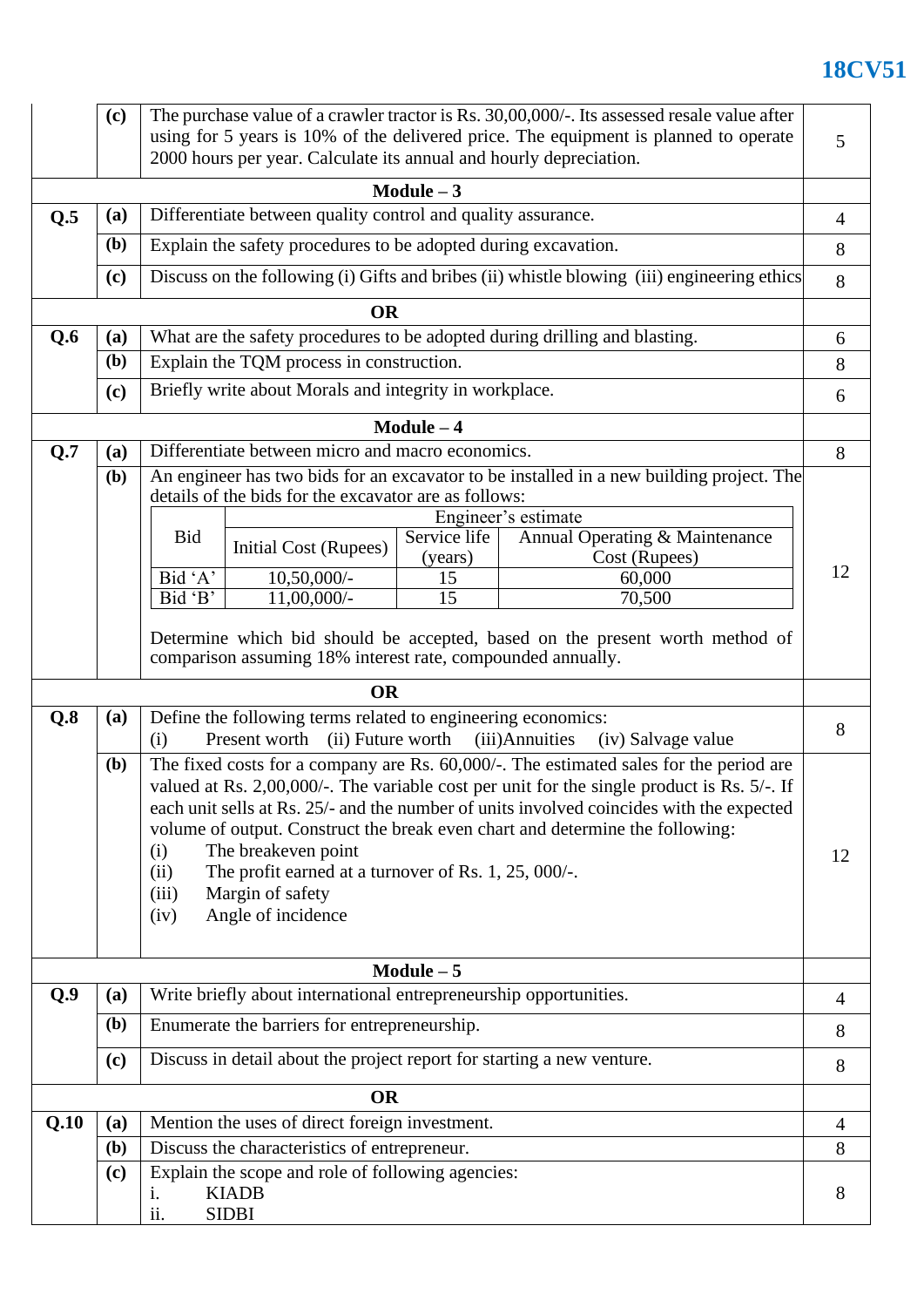| | | | |
|---|---|---|---|
| | **(c)** | The purchase value of a crawler tractor is Rs. 30,00,000/-. Its assessed resale value after using for 5 years is 10% of the delivered price. The equipment is planned to operate 2000 hours per year. Calculate its annual and hourly depreciation. | 5 |
| | | **Module – 3** | |
| **Q.5** | **(a)** | Differentiate between quality control and quality assurance. | 4 |
| | **(b)** | Explain the safety procedures to be adopted during excavation. | 8 |
| | **(c)** | Discuss on the following (i) Gifts and bribes (ii) whistle blowing (iii) engineering ethics | 8 |
| | | **OR** | |
| **Q.6** | **(a)** | What are the safety procedures to be adopted during drilling and blasting. | 6 |
| | **(b)** | Explain the TQM process in construction. | 8 |
| | **(c)** | Briefly write about Morals and integrity in workplace. | 6 |
| | | **Module – 4** | |
| **Q.7** | **(a)** | Differentiate between micro and macro economics. | 8 |
| | **(b)** | An engineer has two bids for an excavator to be installed in a new building project. The details of the bids for the excavator are as follows: (see table below) Determine which bid should be accepted, based on the present worth method of comparison assuming 18% interest rate, compounded annually. | 12 |
| | | **OR** | |
| **Q.8** | **(a)** | Define the following terms related to engineering economics: (i) Present worth (ii) Future worth (iii)Annuities (iv) Salvage value | 8 |
| | **(b)** | The fixed costs for a company are Rs. 60,000/-. The estimated sales for the period are valued at Rs. 2,00,000/-. The variable cost per unit for the single product is Rs. 5/-. If each unit sells at Rs. 25/- and the number of units involved coincides with the expected volume of output. Construct the break even chart and determine the following: (i) The breakeven point (ii) The profit earned at a turnover of Rs. 1, 25, 000/-. (iii) Margin of safety (iv) Angle of incidence | 12 |
| | | **Module – 5** | |
| **Q.9** | **(a)** | Write briefly about international entrepreneurship opportunities. | 4 |
| | **(b)** | Enumerate the barriers for entrepreneurship. | 8 |
| | **(c)** | Discuss in detail about the project report for starting a new venture. | 8 |
| | | **OR** | |
| **Q.10** | **(a)** | Mention the uses of direct foreign investment. | 4 |
| | **(b)** | Discuss the characteristics of entrepreneur. | 8 |
| | **(c)** | Explain the scope and role of following agencies: i. KIADB ii. SIDBI | 8 |

Table for Q.7 (b):

| Bid | Engineer's estimate | | |
|---|---|---|---|
| | Initial Cost (Rupees) | Service life (years) | Annual Operating & Maintenance Cost (Rupees) |
| Bid 'A' | 10,50,000/- | 15 | 60,000 |
| Bid 'B' | 11,00,000/- | 15 | 70,500 |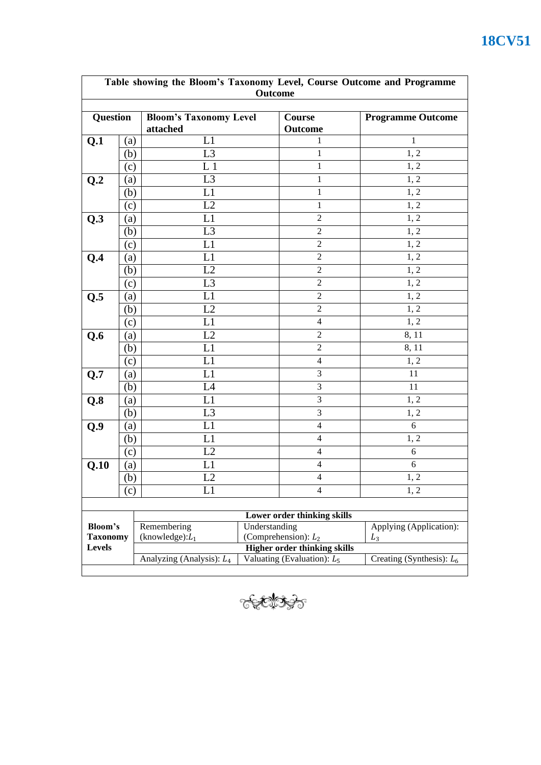**Table showing the Bloom's Taxonomy Level, Course Outcome and Programme Outcome**

| Question | | Bloom's Taxonomy Level attached | Course Outcome | Programme Outcome |
|---|---|---|---|---|
| **Q.1** | (a) | L1 | 1 | 1 |
| | (b) | L3 | 1 | 1, 2 |
| | (c) | L 1 | 1 | 1, 2 |
| **Q.2** | (a) | L3 | 1 | 1, 2 |
| | (b) | L1 | 1 | 1, 2 |
| | (c) | L2 | 1 | 1, 2 |
| **Q.3** | (a) | L1 | 2 | 1, 2 |
| | (b) | L3 | 2 | 1, 2 |
| | (c) | L1 | 2 | 1, 2 |
| **Q.4** | (a) | L1 | 2 | 1, 2 |
| | (b) | L2 | 2 | 1, 2 |
| | (c) | L3 | 2 | 1, 2 |
| **Q.5** | (a) | L1 | 2 | 1, 2 |
| | (b) | L2 | 2 | 1, 2 |
| | (c) | L1 | 4 | 1, 2 |
| **Q.6** | (a) | L2 | 2 | 8, 11 |
| | (b) | L1 | 2 | 8, 11 |
| | (c) | L1 | 4 | 1, 2 |
| **Q.7** | (a) | L1 | 3 | 11 |
| | (b) | L4 | 3 | 11 |
| **Q.8** | (a) | L1 | 3 | 1, 2 |
| | (b) | L3 | 3 | 1, 2 |
| **Q.9** | (a) | L1 | 4 | 6 |
| | (b) | L1 | 4 | 1, 2 |
| | (c) | L2 | 4 | 6 |
| **Q.10** | (a) | L1 | 4 | 6 |
| | (b) | L2 | 4 | 1, 2 |
| | (c) | L1 | 4 | 1, 2 |

| | | | |
|---|---|---|---|
| **Bloom's Taxonomy Levels** | **Lower order thinking skills** | | |
| | Remembering (knowledge): $L_1$ | Understanding (Comprehension): $L_2$ | Applying (Application): $L_3$ |
| | **Higher order thinking skills** | | |
| | Analyzing (Analysis): $L_4$ | Valuating (Evaluation): $L_5$ | Creating (Synthesis): $L_6$ |